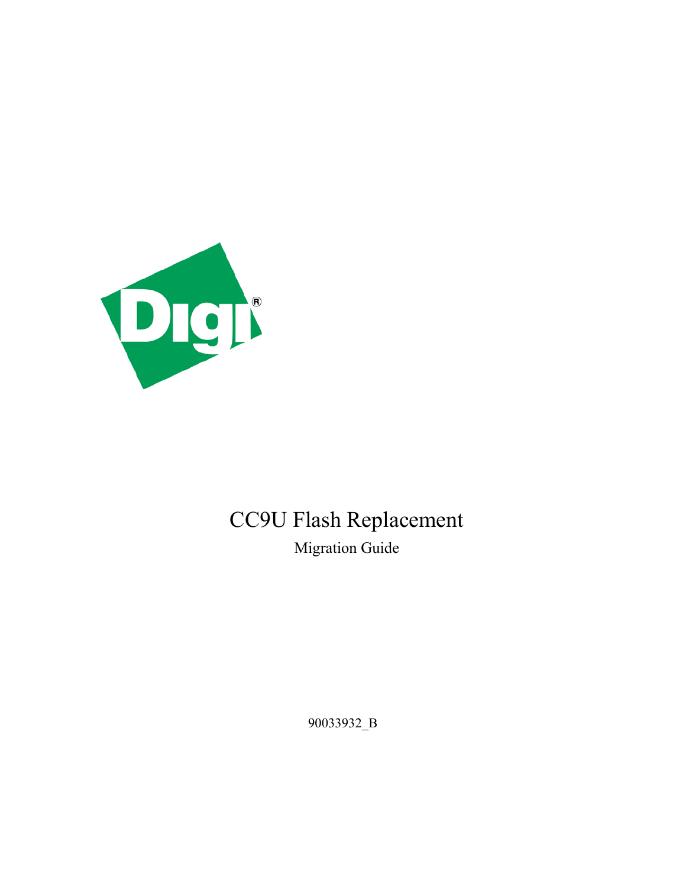# CC9U Flash Replacement

Migration Guide

90033932_B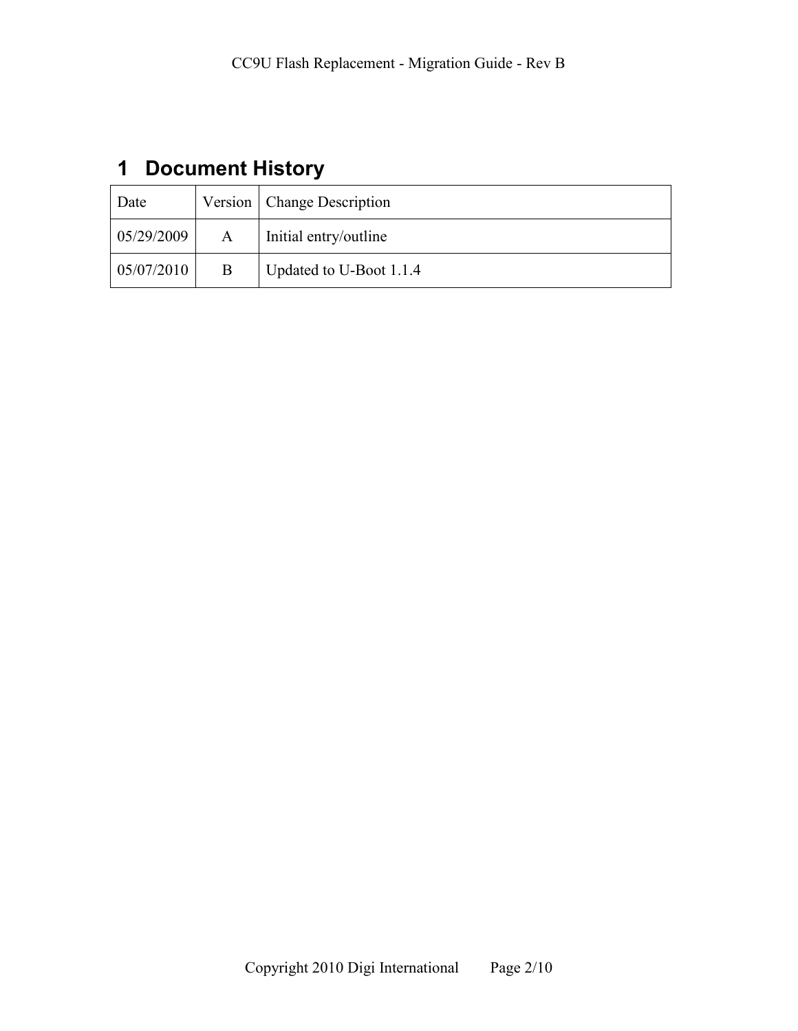# 1 Document History

| Date | Version | Change Description |
|---|---|---|
| 05/29/2009 | A | Initial entry/outline |
| 05/07/2010 | B | Updated to U-Boot 1.1.4 |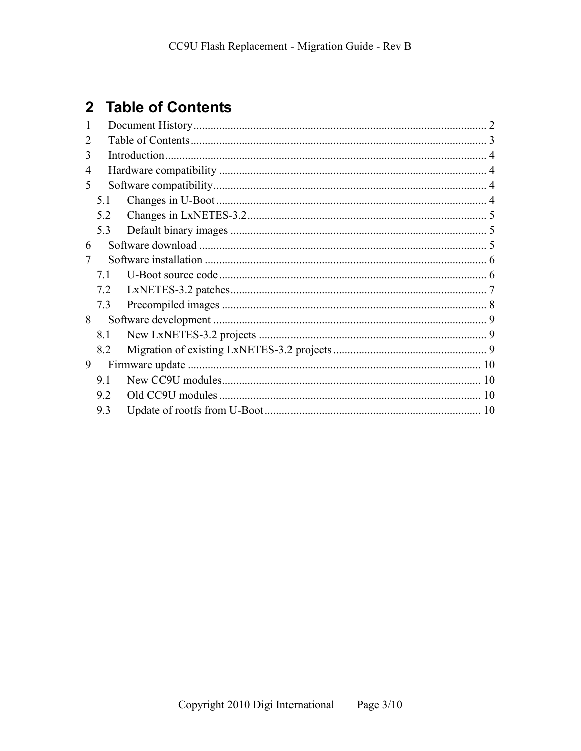# 2 Table of Contents

1 Document History ... 2
2 Table of Contents ... 3
3 Introduction ... 4
4 Hardware compatibility ... 4
5 Software compatibility ... 4
  5.1 Changes in U-Boot ... 4
  5.2 Changes in LxNETES-3.2 ... 5
  5.3 Default binary images ... 5
6 Software download ... 5
7 Software installation ... 6
  7.1 U-Boot source code ... 6
  7.2 LxNETES-3.2 patches ... 7
  7.3 Precompiled images ... 8
8 Software development ... 9
  8.1 New LxNETES-3.2 projects ... 9
  8.2 Migration of existing LxNETES-3.2 projects ... 9
9 Firmware update ... 10
  9.1 New CC9U modules ... 10
  9.2 Old CC9U modules ... 10
  9.3 Update of rootfs from U-Boot ... 10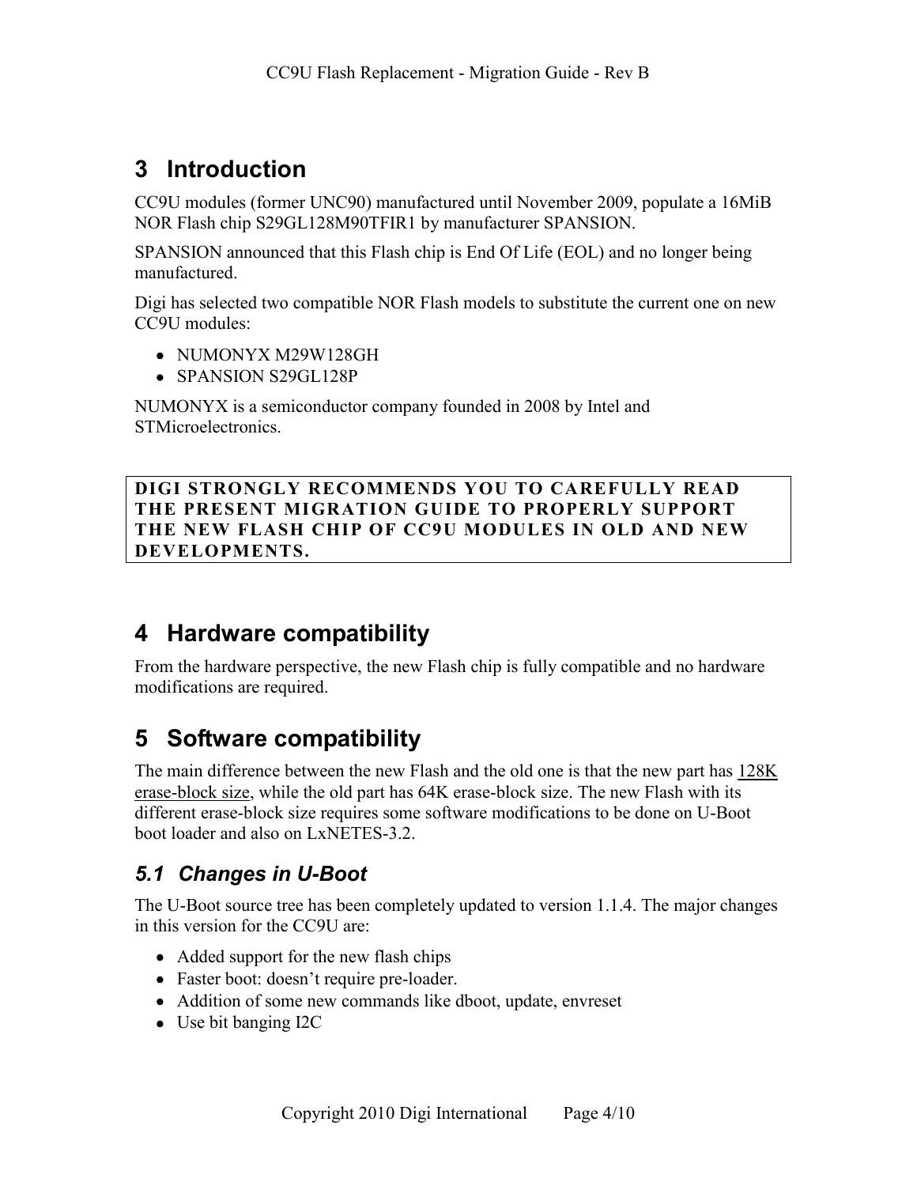# 3 Introduction

CC9U modules (former UNC90) manufactured until November 2009, populate a 16MiB NOR Flash chip S29GL128M90TFIR1 by manufacturer SPANSION.

SPANSION announced that this Flash chip is End Of Life (EOL) and no longer being manufactured.

Digi has selected two compatible NOR Flash models to substitute the current one on new CC9U modules:

- NUMONYX M29W128GH
- SPANSION S29GL128P

NUMONYX is a semiconductor company founded in 2008 by Intel and STMicroelectronics.

**DIGI STRONGLY RECOMMENDS YOU TO CAREFULLY READ THE PRESENT MIGRATION GUIDE TO PROPERLY SUPPORT THE NEW FLASH CHIP OF CC9U MODULES IN OLD AND NEW DEVELOPMENTS.**

# 4 Hardware compatibility

From the hardware perspective, the new Flash chip is fully compatible and no hardware modifications are required.

# 5 Software compatibility

The main difference between the new Flash and the old one is that the new part has 128K erase-block size, while the old part has 64K erase-block size. The new Flash with its different erase-block size requires some software modifications to be done on U-Boot boot loader and also on LxNETES-3.2.

## *5.1 Changes in U-Boot*

The U-Boot source tree has been completely updated to version 1.1.4. The major changes in this version for the CC9U are:

- Added support for the new flash chips
- Faster boot: doesn't require pre-loader.
- Addition of some new commands like dboot, update, envreset
- Use bit banging I2C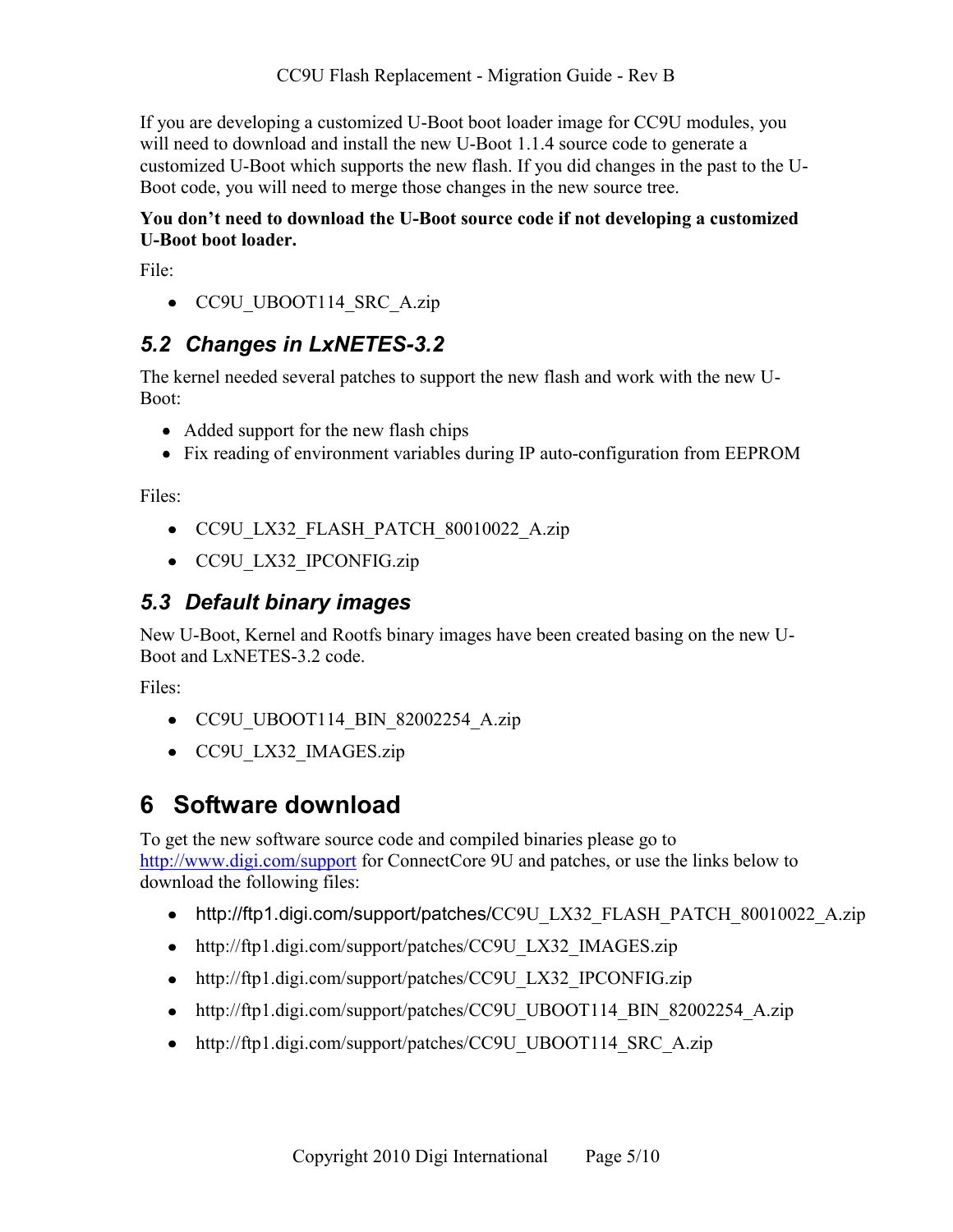If you are developing a customized U-Boot boot loader image for CC9U modules, you will need to download and install the new U-Boot 1.1.4 source code to generate a customized U-Boot which supports the new flash. If you did changes in the past to the U-Boot code, you will need to merge those changes in the new source tree.

**You don't need to download the U-Boot source code if not developing a customized U-Boot boot loader.**

File:

- CC9U_UBOOT114_SRC_A.zip

## 5.2 Changes in LxNETES-3.2

The kernel needed several patches to support the new flash and work with the new U-Boot:

- Added support for the new flash chips
- Fix reading of environment variables during IP auto-configuration from EEPROM

Files:

- CC9U_LX32_FLASH_PATCH_80010022_A.zip
- CC9U_LX32_IPCONFIG.zip

## 5.3 Default binary images

New U-Boot, Kernel and Rootfs binary images have been created basing on the new U-Boot and LxNETES-3.2 code.

Files:

- CC9U_UBOOT114_BIN_82002254_A.zip
- CC9U_LX32_IMAGES.zip

# 6 Software download

To get the new software source code and compiled binaries please go to http://www.digi.com/support for ConnectCore 9U and patches, or use the links below to download the following files:

- http://ftp1.digi.com/support/patches/CC9U_LX32_FLASH_PATCH_80010022_A.zip
- http://ftp1.digi.com/support/patches/CC9U_LX32_IMAGES.zip
- http://ftp1.digi.com/support/patches/CC9U_LX32_IPCONFIG.zip
- http://ftp1.digi.com/support/patches/CC9U_UBOOT114_BIN_82002254_A.zip
- http://ftp1.digi.com/support/patches/CC9U_UBOOT114_SRC_A.zip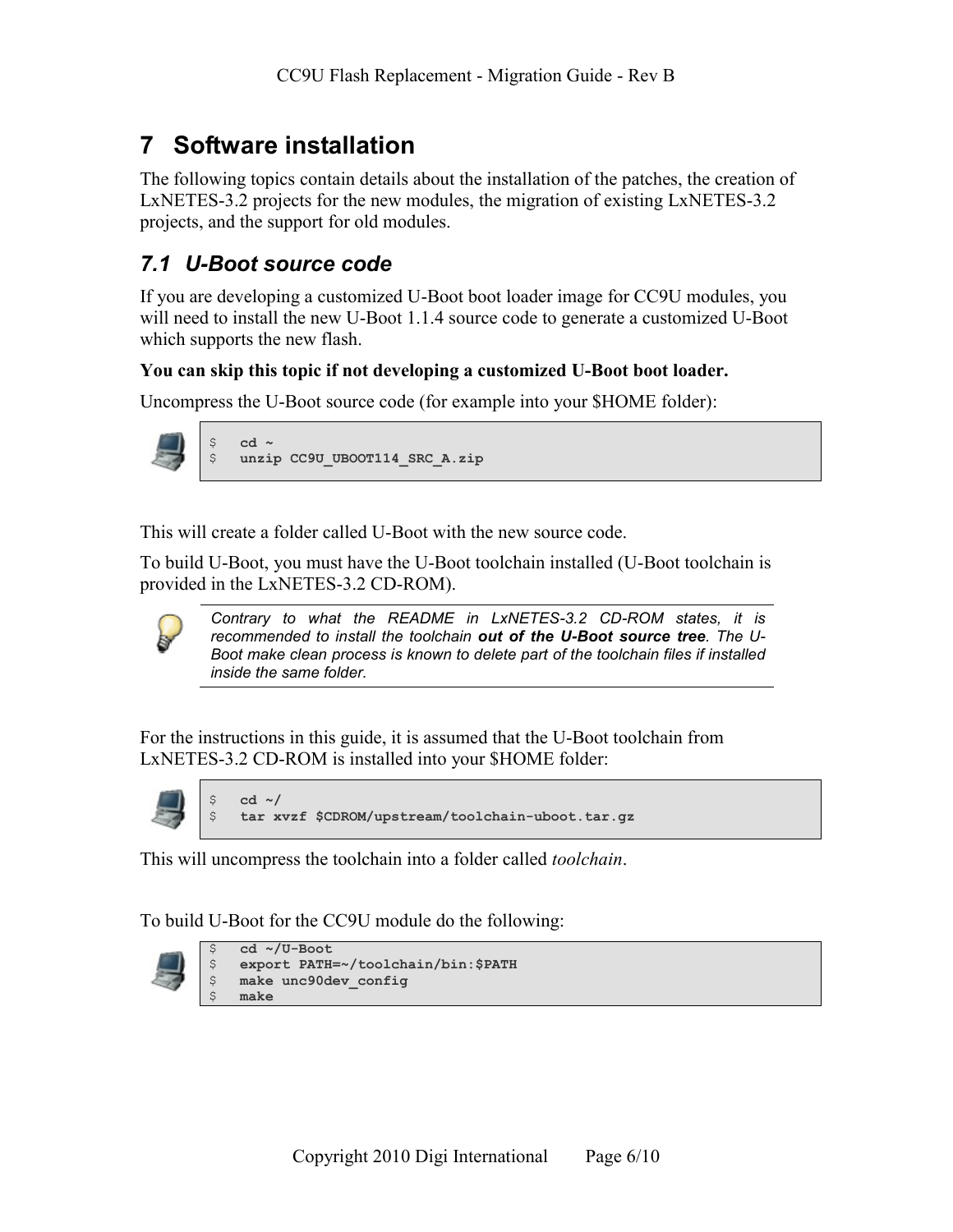# 7 Software installation

The following topics contain details about the installation of the patches, the creation of LxNETES-3.2 projects for the new modules, the migration of existing LxNETES-3.2 projects, and the support for old modules.

## 7.1 U-Boot source code

If you are developing a customized U-Boot boot loader image for CC9U modules, you will need to install the new U-Boot 1.1.4 source code to generate a customized U-Boot which supports the new flash.

**You can skip this topic if not developing a customized U-Boot boot loader.**

Uncompress the U-Boot source code (for example into your $HOME folder):

```
$   cd ~
$   unzip CC9U_UBOOT114_SRC_A.zip
```

This will create a folder called U-Boot with the new source code.

To build U-Boot, you must have the U-Boot toolchain installed (U-Boot toolchain is provided in the LxNETES-3.2 CD-ROM).

> *Contrary to what the README in LxNETES-3.2 CD-ROM states, it is recommended to install the toolchain **out of the U-Boot source tree**. The U-Boot make clean process is known to delete part of the toolchain files if installed inside the same folder.*

For the instructions in this guide, it is assumed that the U-Boot toolchain from LxNETES-3.2 CD-ROM is installed into your $HOME folder:

```
$   cd ~/
$   tar xvzf $CDROM/upstream/toolchain-uboot.tar.gz
```

This will uncompress the toolchain into a folder called *toolchain*.

To build U-Boot for the CC9U module do the following:

```
$   cd ~/U-Boot
$   export PATH=~/toolchain/bin:$PATH
$   make unc90dev_config
$   make
```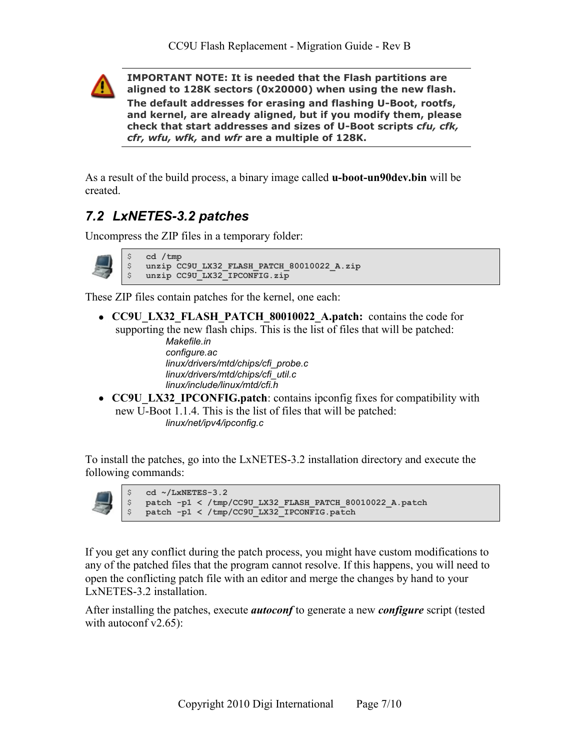**IMPORTANT NOTE: It is needed that the Flash partitions are aligned to 128K sectors (0x20000) when using the new flash.**

**The default addresses for erasing and flashing U-Boot, rootfs, and kernel, are already aligned, but if you modify them, please check that start addresses and sizes of U-Boot scripts *cfu, cfk, cfr, wfu, wfk,* and *wfr* are a multiple of 128K.**

As a result of the build process, a binary image called **u-boot-un90dev.bin** will be created.

## *7.2 LxNETES-3.2 patches*

Uncompress the ZIP files in a temporary folder:

```
$   cd /tmp
$   unzip CC9U_LX32_FLASH_PATCH_80010022_A.zip
$   unzip CC9U_LX32_IPCONFIG.zip
```

These ZIP files contain patches for the kernel, one each:

- **CC9U_LX32_FLASH_PATCH_80010022_A.patch:** contains the code for supporting the new flash chips. This is the list of files that will be patched:
  - *Makefile.in*
  - *configure.ac*
  - *linux/drivers/mtd/chips/cfi_probe.c*
  - *linux/drivers/mtd/chips/cfi_util.c*
  - *linux/include/linux/mtd/cfi.h*
- **CC9U_LX32_IPCONFIG.patch**: contains ipconfig fixes for compatibility with new U-Boot 1.1.4. This is the list of files that will be patched:
  - *linux/net/ipv4/ipconfig.c*

To install the patches, go into the LxNETES-3.2 installation directory and execute the following commands:

```
$   cd ~/LxNETES-3.2
$   patch -p1 < /tmp/CC9U_LX32_FLASH_PATCH_80010022_A.patch
$   patch -p1 < /tmp/CC9U_LX32_IPCONFIG.patch
```

If you get any conflict during the patch process, you might have custom modifications to any of the patched files that the program cannot resolve. If this happens, you will need to open the conflicting patch file with an editor and merge the changes by hand to your LxNETES-3.2 installation.

After installing the patches, execute ***autoconf*** to generate a new ***configure*** script (tested with autoconf v2.65):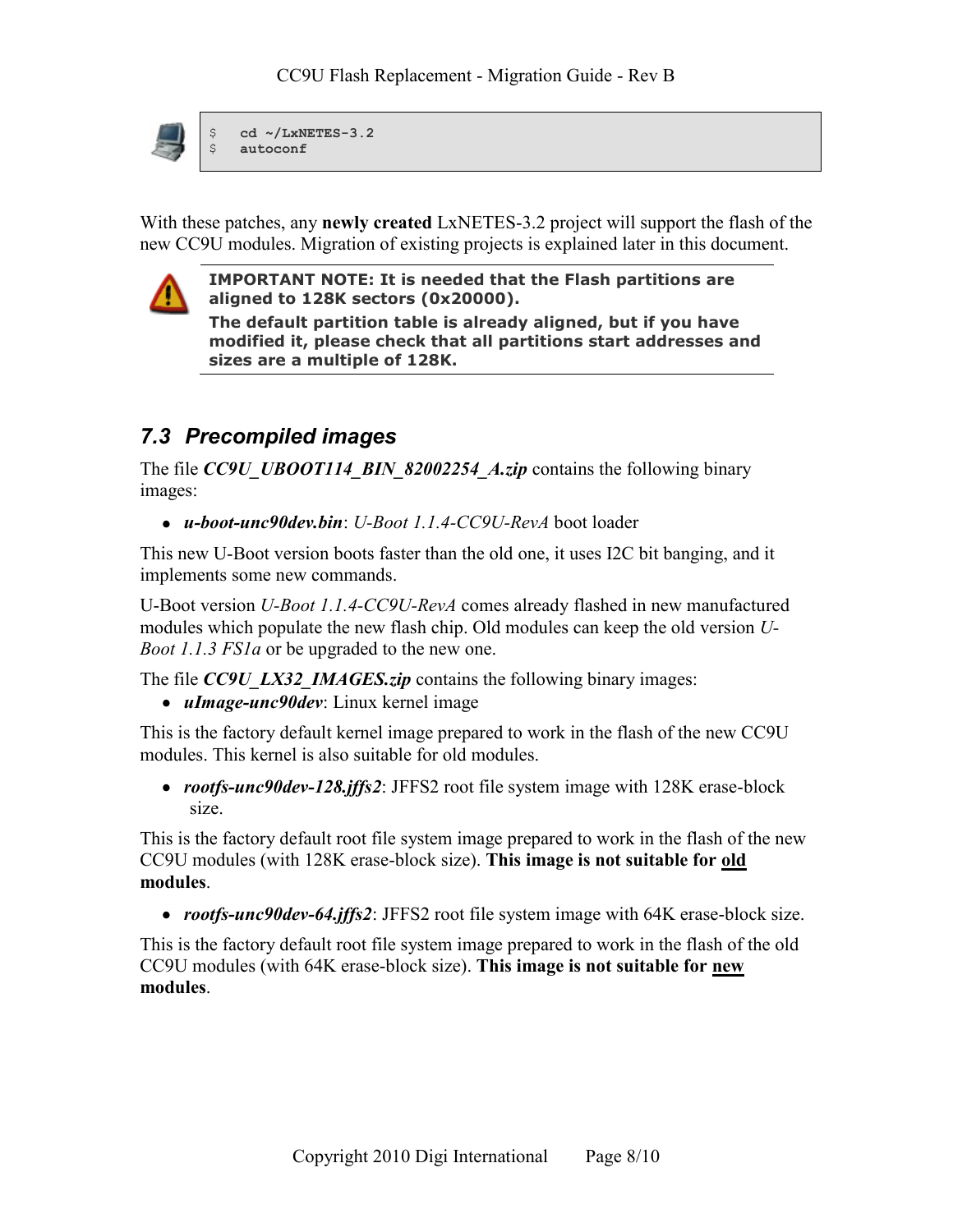```
$ cd ~/LxNETES-3.2
$ autoconf
```

With these patches, any **newly created** LxNETES-3.2 project will support the flash of the new CC9U modules. Migration of existing projects is explained later in this document.

> **IMPORTANT NOTE: It is needed that the Flash partitions are aligned to 128K sectors (0x20000).**
>
> **The default partition table is already aligned, but if you have modified it, please check that all partitions start addresses and sizes are a multiple of 128K.**

## *7.3 Precompiled images*

The file ***CC9U_UBOOT114_BIN_82002254_A.zip*** contains the following binary images:

- ***u-boot-unc90dev.bin***: *U-Boot 1.1.4-CC9U-RevA* boot loader

This new U-Boot version boots faster than the old one, it uses I2C bit banging, and it implements some new commands.

U-Boot version *U-Boot 1.1.4-CC9U-RevA* comes already flashed in new manufactured modules which populate the new flash chip. Old modules can keep the old version *U-Boot 1.1.3 FS1a* or be upgraded to the new one.

The file ***CC9U_LX32_IMAGES.zip*** contains the following binary images:

- ***uImage-unc90dev***: Linux kernel image

This is the factory default kernel image prepared to work in the flash of the new CC9U modules. This kernel is also suitable for old modules.

- ***rootfs-unc90dev-128.jffs2***: JFFS2 root file system image with 128K erase-block size.

This is the factory default root file system image prepared to work in the flash of the new CC9U modules (with 128K erase-block size). **This image is not suitable for <u>old</u> modules**.

- ***rootfs-unc90dev-64.jffs2***: JFFS2 root file system image with 64K erase-block size.

This is the factory default root file system image prepared to work in the flash of the old CC9U modules (with 64K erase-block size). **This image is not suitable for <u>new</u> modules**.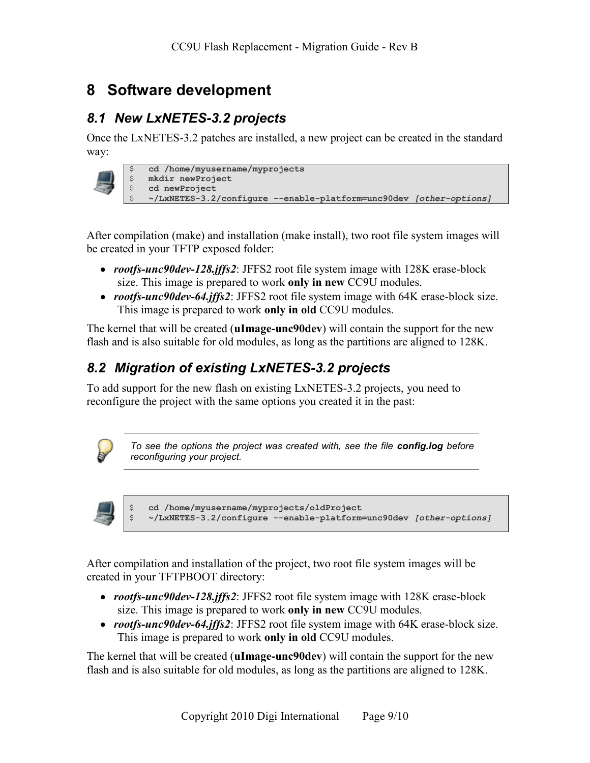# 8 Software development

## 8.1 New LxNETES-3.2 projects

Once the LxNETES-3.2 patches are installed, a new project can be created in the standard way:

```
$   cd /home/myusername/myprojects
$   mkdir newProject
$   cd newProject
$   ~/LxNETES-3.2/configure --enable-platform=unc90dev [other-options]
```

After compilation (make) and installation (make install), two root file system images will be created in your TFTP exposed folder:

- ***rootfs-unc90dev-128.jffs2***: JFFS2 root file system image with 128K erase-block size. This image is prepared to work **only in new** CC9U modules.
- ***rootfs-unc90dev-64.jffs2***: JFFS2 root file system image with 64K erase-block size. This image is prepared to work **only in old** CC9U modules.

The kernel that will be created (**uImage-unc90dev**) will contain the support for the new flash and is also suitable for old modules, as long as the partitions are aligned to 128K.

## 8.2 Migration of existing LxNETES-3.2 projects

To add support for the new flash on existing LxNETES-3.2 projects, you need to reconfigure the project with the same options you created it in the past:

*To see the options the project was created with, see the file **config.log** before reconfiguring your project.*

```
$   cd /home/myusername/myprojects/oldProject
$   ~/LxNETES-3.2/configure --enable-platform=unc90dev [other-options]
```

After compilation and installation of the project, two root file system images will be created in your TFTPBOOT directory:

- ***rootfs-unc90dev-128.jffs2***: JFFS2 root file system image with 128K erase-block size. This image is prepared to work **only in new** CC9U modules.
- ***rootfs-unc90dev-64.jffs2***: JFFS2 root file system image with 64K erase-block size. This image is prepared to work **only in old** CC9U modules.

The kernel that will be created (**uImage-unc90dev**) will contain the support for the new flash and is also suitable for old modules, as long as the partitions are aligned to 128K.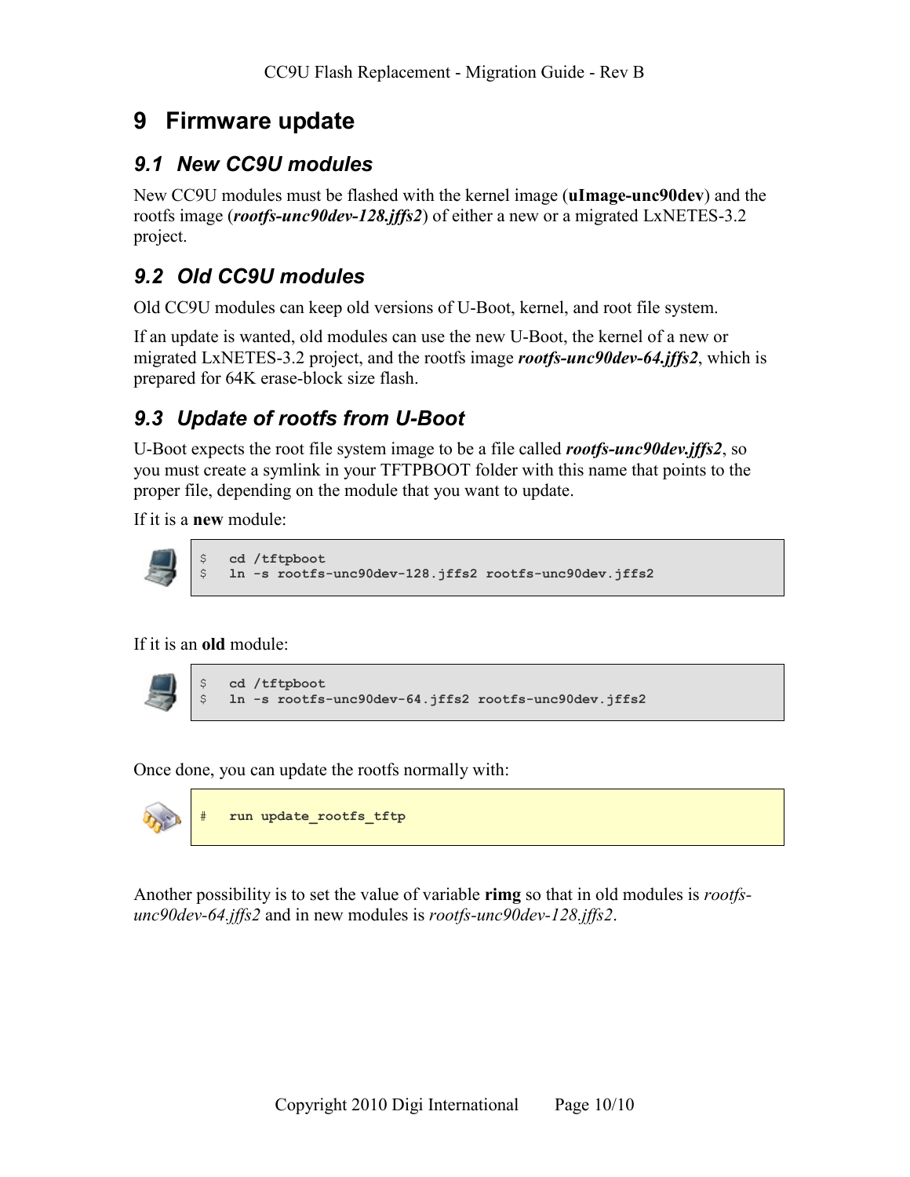# 9 Firmware update

## 9.1 New CC9U modules

New CC9U modules must be flashed with the kernel image (**uImage-unc90dev**) and the rootfs image (***rootfs-unc90dev-128.jffs2***) of either a new or a migrated LxNETES-3.2 project.

## 9.2 Old CC9U modules

Old CC9U modules can keep old versions of U-Boot, kernel, and root file system.

If an update is wanted, old modules can use the new U-Boot, the kernel of a new or migrated LxNETES-3.2 project, and the rootfs image ***rootfs-unc90dev-64.jffs2***, which is prepared for 64K erase-block size flash.

## 9.3 Update of rootfs from U-Boot

U-Boot expects the root file system image to be a file called ***rootfs-unc90dev.jffs2***, so you must create a symlink in your TFTPBOOT folder with this name that points to the proper file, depending on the module that you want to update.

If it is a **new** module:

```
$   cd /tftpboot
$   ln -s rootfs-unc90dev-128.jffs2 rootfs-unc90dev.jffs2
```

If it is an **old** module:

```
$   cd /tftpboot
$   ln -s rootfs-unc90dev-64.jffs2 rootfs-unc90dev.jffs2
```

Once done, you can update the rootfs normally with:

```
#   run update_rootfs_tftp
```

Another possibility is to set the value of variable **rimg** so that in old modules is *rootfs-unc90dev-64.jffs2* and in new modules is *rootfs-unc90dev-128.jffs2*.